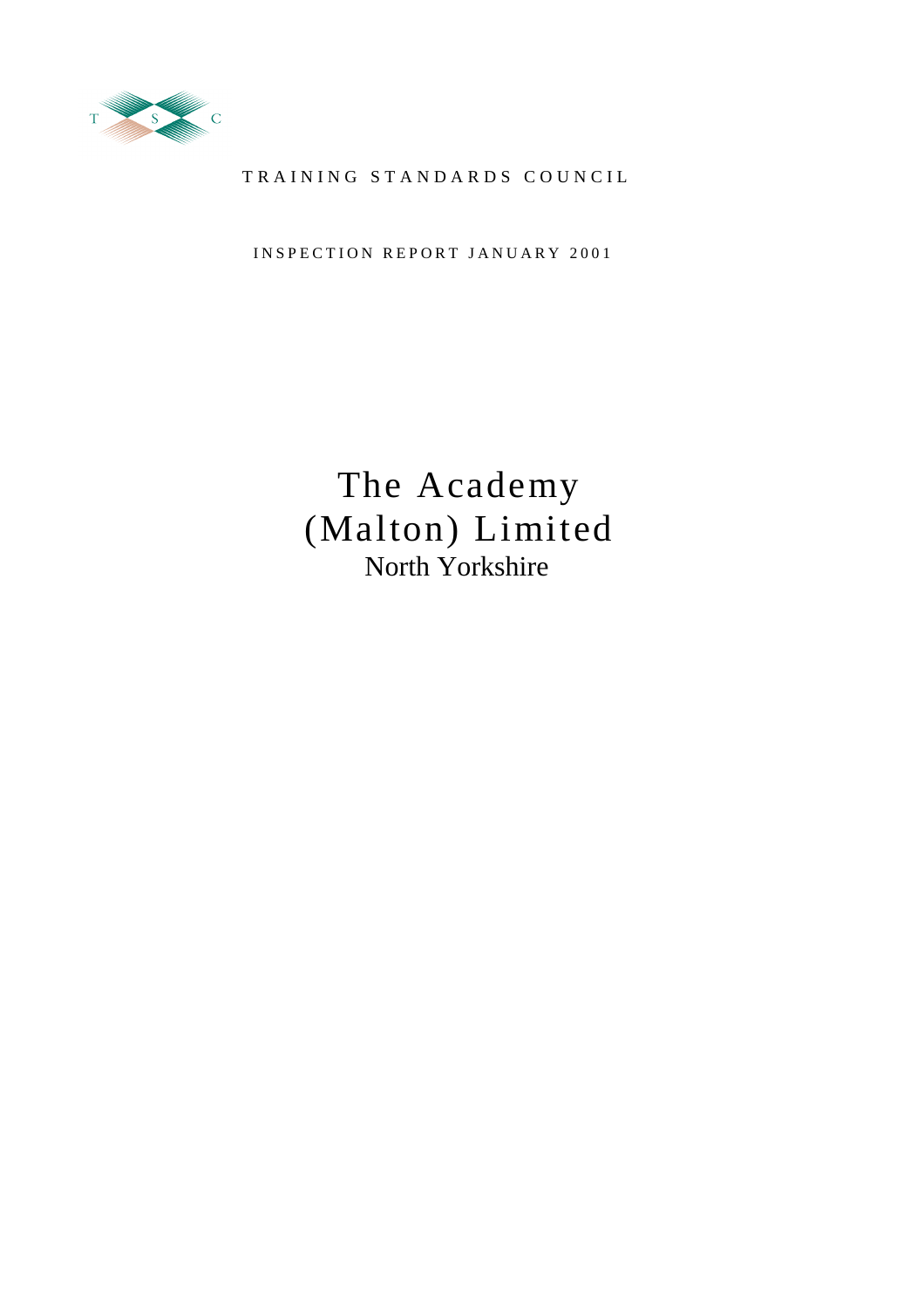TRAINING STANDARDS COUNCIL

INSPECTION REPORT JANUARY 2001

# The Academy (Malton) Limited

North Yorkshire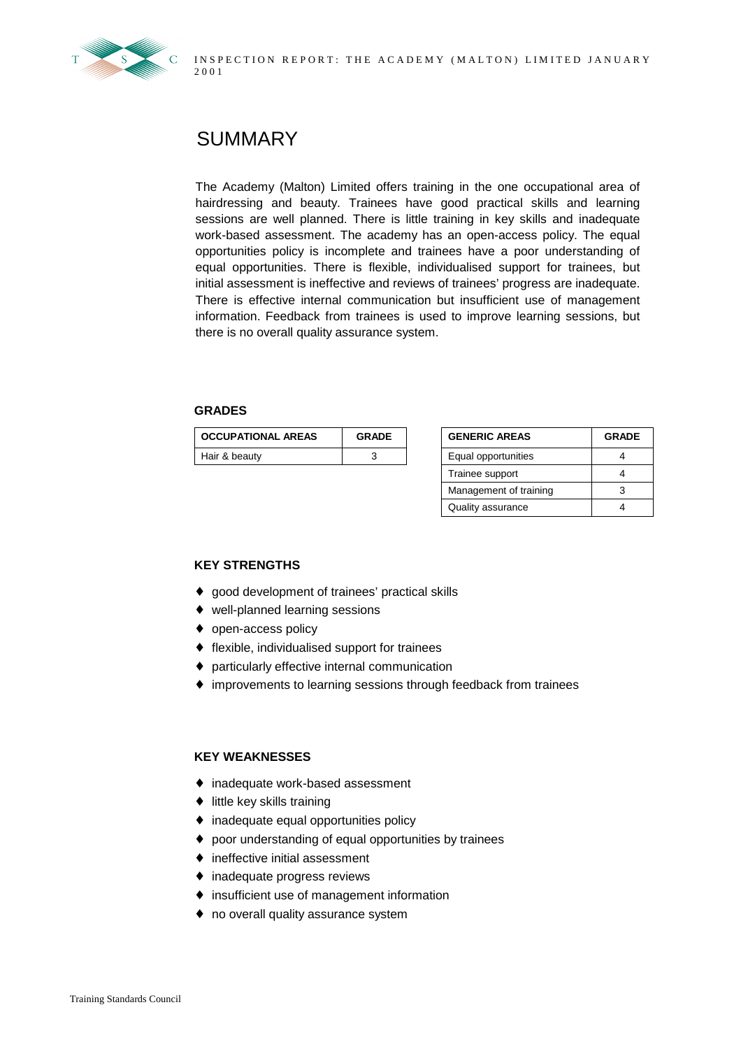# SUMMARY

The Academy (Malton) Limited offers training in the one occupational area of hairdressing and beauty. Trainees have good practical skills and learning sessions are well planned. There is little training in key skills and inadequate work-based assessment. The academy has an open-access policy. The equal opportunities policy is incomplete and trainees have a poor understanding of equal opportunities. There is flexible, individualised support for trainees, but initial assessment is ineffective and reviews of trainees' progress are inadequate. There is effective internal communication but insufficient use of management information. Feedback from trainees is used to improve learning sessions, but there is no overall quality assurance system.

### GRADES

| OCCUPATIONAL AREAS | GRADE |
|---|---|
| Hair & beauty | 3 |

| GENERIC AREAS | GRADE |
|---|---|
| Equal opportunities | 4 |
| Trainee support | 4 |
| Management of training | 3 |
| Quality assurance | 4 |

### KEY STRENGTHS

- good development of trainees' practical skills
- well-planned learning sessions
- open-access policy
- flexible, individualised support for trainees
- particularly effective internal communication
- improvements to learning sessions through feedback from trainees

### KEY WEAKNESSES

- inadequate work-based assessment
- little key skills training
- inadequate equal opportunities policy
- poor understanding of equal opportunities by trainees
- ineffective initial assessment
- inadequate progress reviews
- insufficient use of management information
- no overall quality assurance system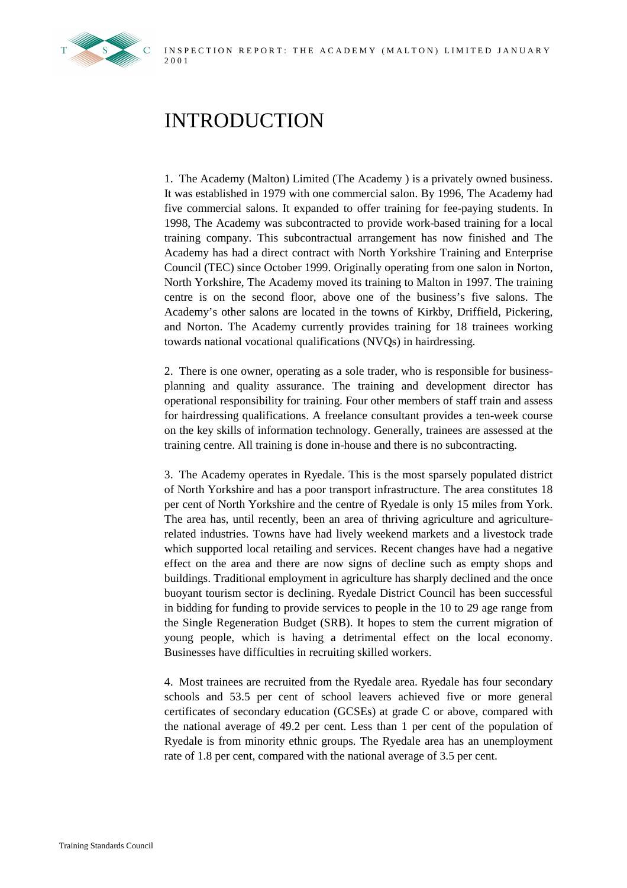# INTRODUCTION

1. The Academy (Malton) Limited (The Academy ) is a privately owned business. It was established in 1979 with one commercial salon. By 1996, The Academy had five commercial salons. It expanded to offer training for fee-paying students. In 1998, The Academy was subcontracted to provide work-based training for a local training company. This subcontractual arrangement has now finished and The Academy has had a direct contract with North Yorkshire Training and Enterprise Council (TEC) since October 1999. Originally operating from one salon in Norton, North Yorkshire, The Academy moved its training to Malton in 1997. The training centre is on the second floor, above one of the business's five salons. The Academy's other salons are located in the towns of Kirkby, Driffield, Pickering, and Norton. The Academy currently provides training for 18 trainees working towards national vocational qualifications (NVQs) in hairdressing.

2. There is one owner, operating as a sole trader, who is responsible for business-planning and quality assurance. The training and development director has operational responsibility for training. Four other members of staff train and assess for hairdressing qualifications. A freelance consultant provides a ten-week course on the key skills of information technology. Generally, trainees are assessed at the training centre. All training is done in-house and there is no subcontracting.

3. The Academy operates in Ryedale. This is the most sparsely populated district of North Yorkshire and has a poor transport infrastructure. The area constitutes 18 per cent of North Yorkshire and the centre of Ryedale is only 15 miles from York. The area has, until recently, been an area of thriving agriculture and agriculture-related industries. Towns have had lively weekend markets and a livestock trade which supported local retailing and services. Recent changes have had a negative effect on the area and there are now signs of decline such as empty shops and buildings. Traditional employment in agriculture has sharply declined and the once buoyant tourism sector is declining. Ryedale District Council has been successful in bidding for funding to provide services to people in the 10 to 29 age range from the Single Regeneration Budget (SRB). It hopes to stem the current migration of young people, which is having a detrimental effect on the local economy. Businesses have difficulties in recruiting skilled workers.

4. Most trainees are recruited from the Ryedale area. Ryedale has four secondary schools and 53.5 per cent of school leavers achieved five or more general certificates of secondary education (GCSEs) at grade C or above, compared with the national average of 49.2 per cent. Less than 1 per cent of the population of Ryedale is from minority ethnic groups. The Ryedale area has an unemployment rate of 1.8 per cent, compared with the national average of 3.5 per cent.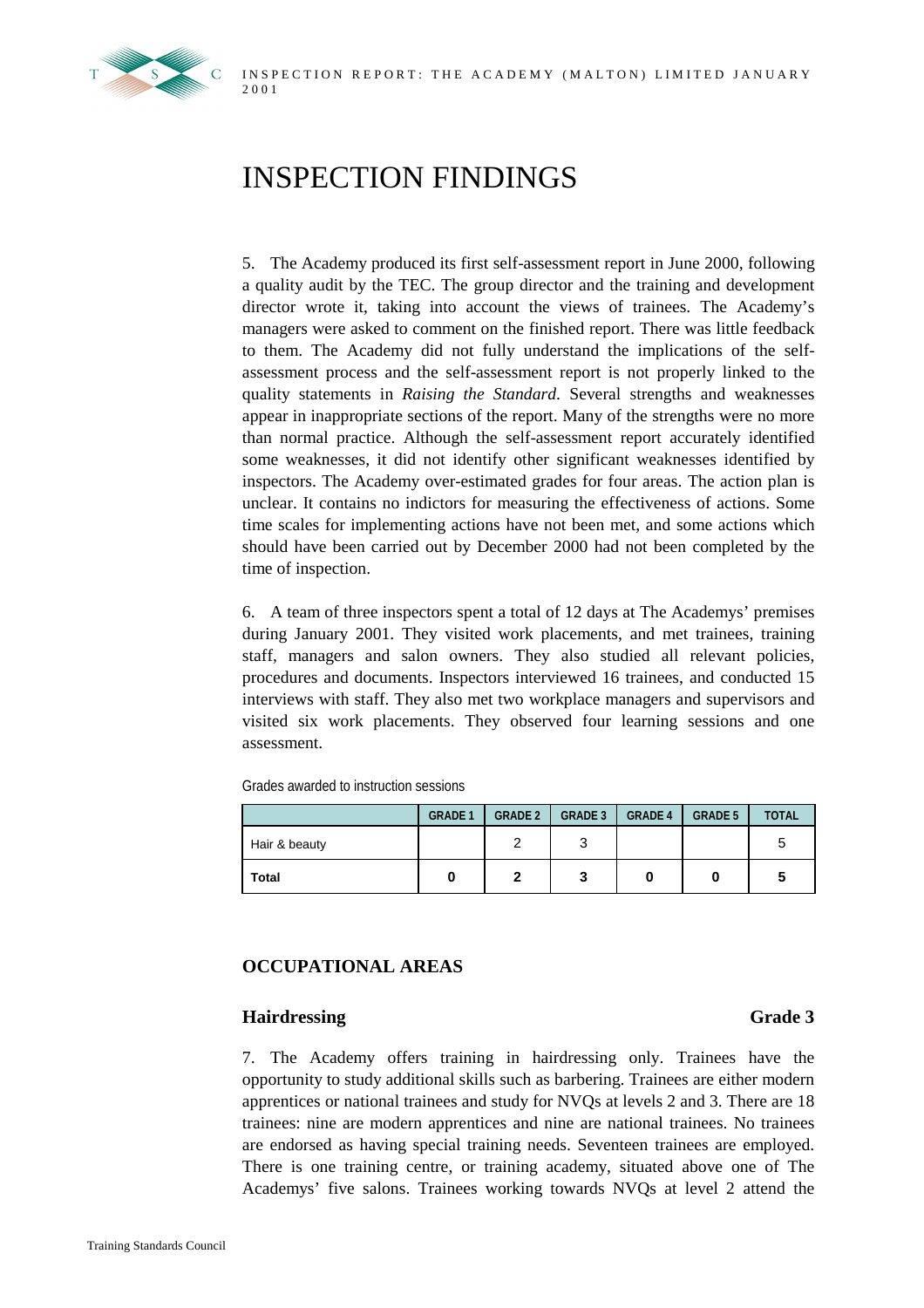# INSPECTION FINDINGS

5. The Academy produced its first self-assessment report in June 2000, following a quality audit by the TEC. The group director and the training and development director wrote it, taking into account the views of trainees. The Academy's managers were asked to comment on the finished report. There was little feedback to them. The Academy did not fully understand the implications of the self-assessment process and the self-assessment report is not properly linked to the quality statements in *Raising the Standard*. Several strengths and weaknesses appear in inappropriate sections of the report. Many of the strengths were no more than normal practice. Although the self-assessment report accurately identified some weaknesses, it did not identify other significant weaknesses identified by inspectors. The Academy over-estimated grades for four areas. The action plan is unclear. It contains no indictors for measuring the effectiveness of actions. Some time scales for implementing actions have not been met, and some actions which should have been carried out by December 2000 had not been completed by the time of inspection.

6. A team of three inspectors spent a total of 12 days at The Academys' premises during January 2001. They visited work placements, and met trainees, training staff, managers and salon owners. They also studied all relevant policies, procedures and documents. Inspectors interviewed 16 trainees, and conducted 15 interviews with staff. They also met two workplace managers and supervisors and visited six work placements. They observed four learning sessions and one assessment.

Grades awarded to instruction sessions

| | GRADE 1 | GRADE 2 | GRADE 3 | GRADE 4 | GRADE 5 | TOTAL |
|---|---|---|---|---|---|---|
| Hair & beauty | | 2 | 3 | | | 5 |
| **Total** | **0** | **2** | **3** | **0** | **0** | **5** |

## OCCUPATIONAL AREAS

### Hairdressing — Grade 3

7. The Academy offers training in hairdressing only. Trainees have the opportunity to study additional skills such as barbering. Trainees are either modern apprentices or national trainees and study for NVQs at levels 2 and 3. There are 18 trainees: nine are modern apprentices and nine are national trainees. No trainees are endorsed as having special training needs. Seventeen trainees are employed. There is one training centre, or training academy, situated above one of The Academys' five salons. Trainees working towards NVQs at level 2 attend the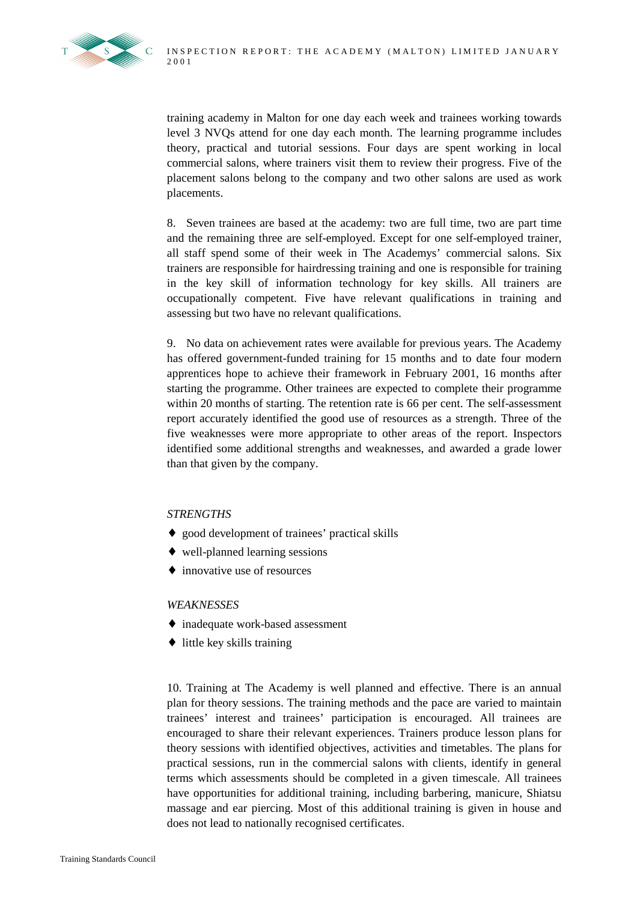training academy in Malton for one day each week and trainees working towards level 3 NVQs attend for one day each month. The learning programme includes theory, practical and tutorial sessions. Four days are spent working in local commercial salons, where trainers visit them to review their progress. Five of the placement salons belong to the company and two other salons are used as work placements.

8. Seven trainees are based at the academy: two are full time, two are part time and the remaining three are self-employed. Except for one self-employed trainer, all staff spend some of their week in The Academys' commercial salons. Six trainers are responsible for hairdressing training and one is responsible for training in the key skill of information technology for key skills. All trainers are occupationally competent. Five have relevant qualifications in training and assessing but two have no relevant qualifications.

9. No data on achievement rates were available for previous years. The Academy has offered government-funded training for 15 months and to date four modern apprentices hope to achieve their framework in February 2001, 16 months after starting the programme. Other trainees are expected to complete their programme within 20 months of starting. The retention rate is 66 per cent. The self-assessment report accurately identified the good use of resources as a strength. Three of the five weaknesses were more appropriate to other areas of the report. Inspectors identified some additional strengths and weaknesses, and awarded a grade lower than that given by the company.

*STRENGTHS*

- good development of trainees' practical skills
- well-planned learning sessions
- innovative use of resources

*WEAKNESSES*

- inadequate work-based assessment
- little key skills training

10. Training at The Academy is well planned and effective. There is an annual plan for theory sessions. The training methods and the pace are varied to maintain trainees' interest and trainees' participation is encouraged. All trainees are encouraged to share their relevant experiences. Trainers produce lesson plans for theory sessions with identified objectives, activities and timetables. The plans for practical sessions, run in the commercial salons with clients, identify in general terms which assessments should be completed in a given timescale. All trainees have opportunities for additional training, including barbering, manicure, Shiatsu massage and ear piercing. Most of this additional training is given in house and does not lead to nationally recognised certificates.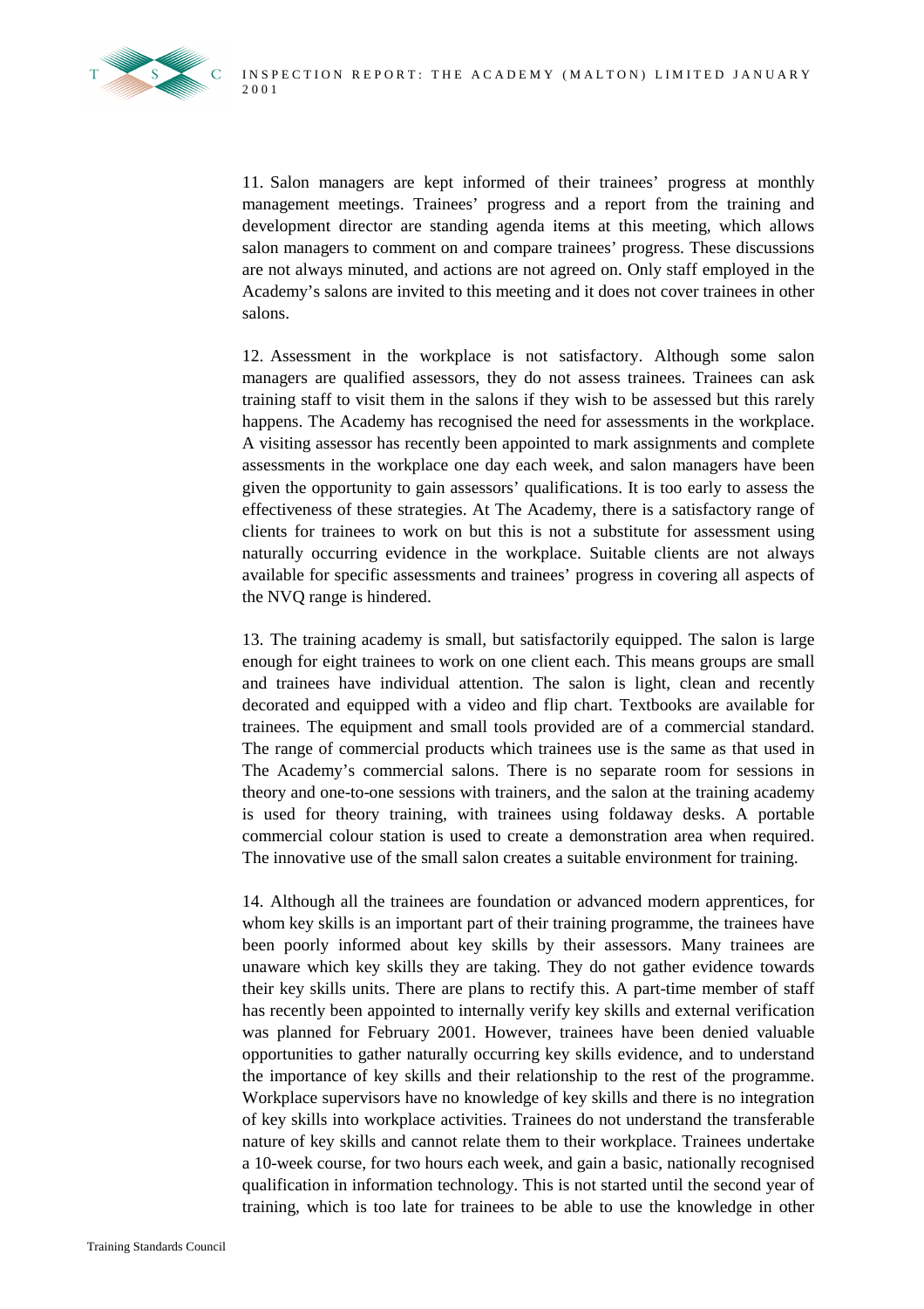11. Salon managers are kept informed of their trainees' progress at monthly management meetings. Trainees' progress and a report from the training and development director are standing agenda items at this meeting, which allows salon managers to comment on and compare trainees' progress. These discussions are not always minuted, and actions are not agreed on. Only staff employed in the Academy's salons are invited to this meeting and it does not cover trainees in other salons.

12. Assessment in the workplace is not satisfactory. Although some salon managers are qualified assessors, they do not assess trainees. Trainees can ask training staff to visit them in the salons if they wish to be assessed but this rarely happens. The Academy has recognised the need for assessments in the workplace. A visiting assessor has recently been appointed to mark assignments and complete assessments in the workplace one day each week, and salon managers have been given the opportunity to gain assessors' qualifications. It is too early to assess the effectiveness of these strategies. At The Academy, there is a satisfactory range of clients for trainees to work on but this is not a substitute for assessment using naturally occurring evidence in the workplace. Suitable clients are not always available for specific assessments and trainees' progress in covering all aspects of the NVQ range is hindered.

13. The training academy is small, but satisfactorily equipped. The salon is large enough for eight trainees to work on one client each. This means groups are small and trainees have individual attention. The salon is light, clean and recently decorated and equipped with a video and flip chart. Textbooks are available for trainees. The equipment and small tools provided are of a commercial standard. The range of commercial products which trainees use is the same as that used in The Academy's commercial salons. There is no separate room for sessions in theory and one-to-one sessions with trainers, and the salon at the training academy is used for theory training, with trainees using foldaway desks. A portable commercial colour station is used to create a demonstration area when required. The innovative use of the small salon creates a suitable environment for training.

14. Although all the trainees are foundation or advanced modern apprentices, for whom key skills is an important part of their training programme, the trainees have been poorly informed about key skills by their assessors. Many trainees are unaware which key skills they are taking. They do not gather evidence towards their key skills units. There are plans to rectify this. A part-time member of staff has recently been appointed to internally verify key skills and external verification was planned for February 2001. However, trainees have been denied valuable opportunities to gather naturally occurring key skills evidence, and to understand the importance of key skills and their relationship to the rest of the programme. Workplace supervisors have no knowledge of key skills and there is no integration of key skills into workplace activities. Trainees do not understand the transferable nature of key skills and cannot relate them to their workplace. Trainees undertake a 10-week course, for two hours each week, and gain a basic, nationally recognised qualification in information technology. This is not started until the second year of training, which is too late for trainees to be able to use the knowledge in other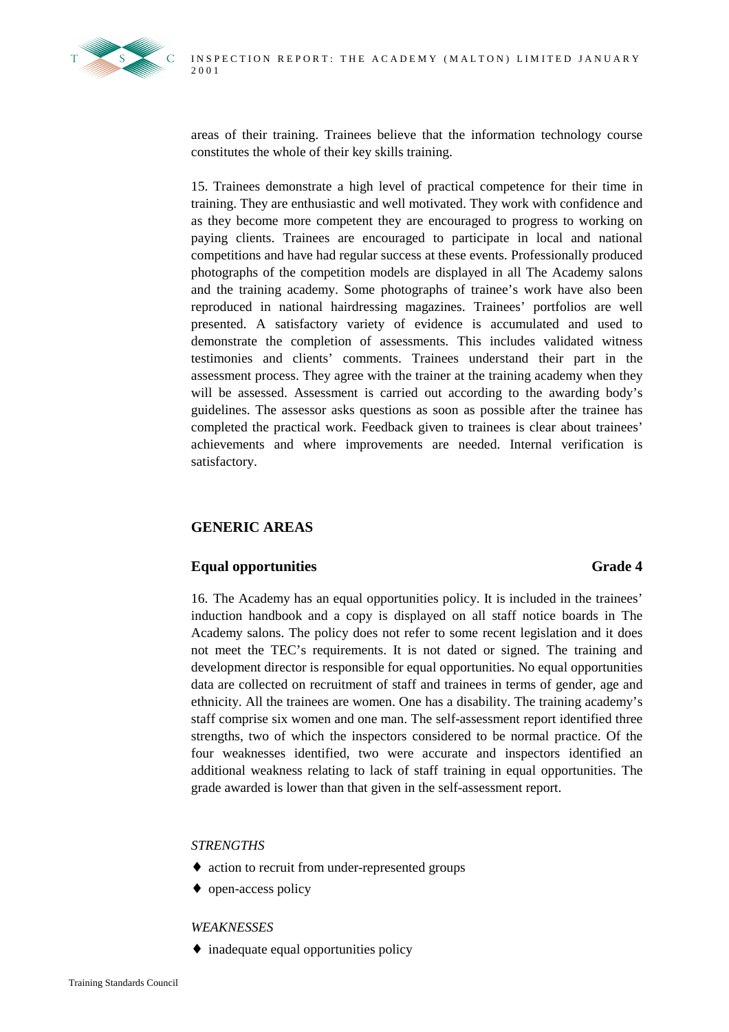areas of their training. Trainees believe that the information technology course constitutes the whole of their key skills training.

15. Trainees demonstrate a high level of practical competence for their time in training. They are enthusiastic and well motivated. They work with confidence and as they become more competent they are encouraged to progress to working on paying clients. Trainees are encouraged to participate in local and national competitions and have had regular success at these events. Professionally produced photographs of the competition models are displayed in all The Academy salons and the training academy. Some photographs of trainee's work have also been reproduced in national hairdressing magazines. Trainees' portfolios are well presented. A satisfactory variety of evidence is accumulated and used to demonstrate the completion of assessments. This includes validated witness testimonies and clients' comments. Trainees understand their part in the assessment process. They agree with the trainer at the training academy when they will be assessed. Assessment is carried out according to the awarding body's guidelines. The assessor asks questions as soon as possible after the trainee has completed the practical work. Feedback given to trainees is clear about trainees' achievements and where improvements are needed. Internal verification is satisfactory.

## GENERIC AREAS

### Equal opportunities — Grade 4

16. The Academy has an equal opportunities policy. It is included in the trainees' induction handbook and a copy is displayed on all staff notice boards in The Academy salons. The policy does not refer to some recent legislation and it does not meet the TEC's requirements. It is not dated or signed. The training and development director is responsible for equal opportunities. No equal opportunities data are collected on recruitment of staff and trainees in terms of gender, age and ethnicity. All the trainees are women. One has a disability. The training academy's staff comprise six women and one man. The self-assessment report identified three strengths, two of which the inspectors considered to be normal practice. Of the four weaknesses identified, two were accurate and inspectors identified an additional weakness relating to lack of staff training in equal opportunities. The grade awarded is lower than that given in the self-assessment report.

*STRENGTHS*

- action to recruit from under-represented groups
- open-access policy

*WEAKNESSES*

- inadequate equal opportunities policy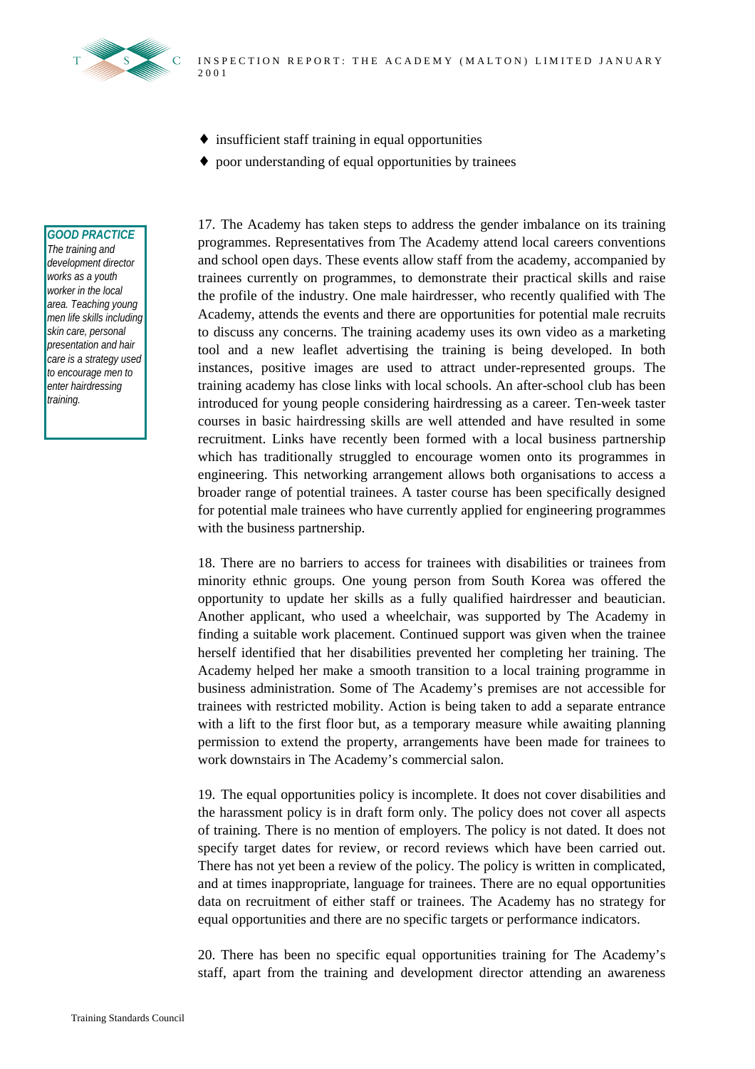- insufficient staff training in equal opportunities
- poor understanding of equal opportunities by trainees

**GOOD PRACTICE**
*The training and development director works as a youth worker in the local area. Teaching young men life skills including skin care, personal presentation and hair care is a strategy used to encourage men to enter hairdressing training.*

17. The Academy has taken steps to address the gender imbalance on its training programmes. Representatives from The Academy attend local careers conventions and school open days. These events allow staff from the academy, accompanied by trainees currently on programmes, to demonstrate their practical skills and raise the profile of the industry. One male hairdresser, who recently qualified with The Academy, attends the events and there are opportunities for potential male recruits to discuss any concerns. The training academy uses its own video as a marketing tool and a new leaflet advertising the training is being developed. In both instances, positive images are used to attract under-represented groups. The training academy has close links with local schools. An after-school club has been introduced for young people considering hairdressing as a career. Ten-week taster courses in basic hairdressing skills are well attended and have resulted in some recruitment. Links have recently been formed with a local business partnership which has traditionally struggled to encourage women onto its programmes in engineering. This networking arrangement allows both organisations to access a broader range of potential trainees. A taster course has been specifically designed for potential male trainees who have currently applied for engineering programmes with the business partnership.

18. There are no barriers to access for trainees with disabilities or trainees from minority ethnic groups. One young person from South Korea was offered the opportunity to update her skills as a fully qualified hairdresser and beautician. Another applicant, who used a wheelchair, was supported by The Academy in finding a suitable work placement. Continued support was given when the trainee herself identified that her disabilities prevented her completing her training. The Academy helped her make a smooth transition to a local training programme in business administration. Some of The Academy's premises are not accessible for trainees with restricted mobility. Action is being taken to add a separate entrance with a lift to the first floor but, as a temporary measure while awaiting planning permission to extend the property, arrangements have been made for trainees to work downstairs in The Academy's commercial salon.

19. The equal opportunities policy is incomplete. It does not cover disabilities and the harassment policy is in draft form only. The policy does not cover all aspects of training. There is no mention of employers. The policy is not dated. It does not specify target dates for review, or record reviews which have been carried out. There has not yet been a review of the policy. The policy is written in complicated, and at times inappropriate, language for trainees. There are no equal opportunities data on recruitment of either staff or trainees. The Academy has no strategy for equal opportunities and there are no specific targets or performance indicators.

20. There has been no specific equal opportunities training for The Academy's staff, apart from the training and development director attending an awareness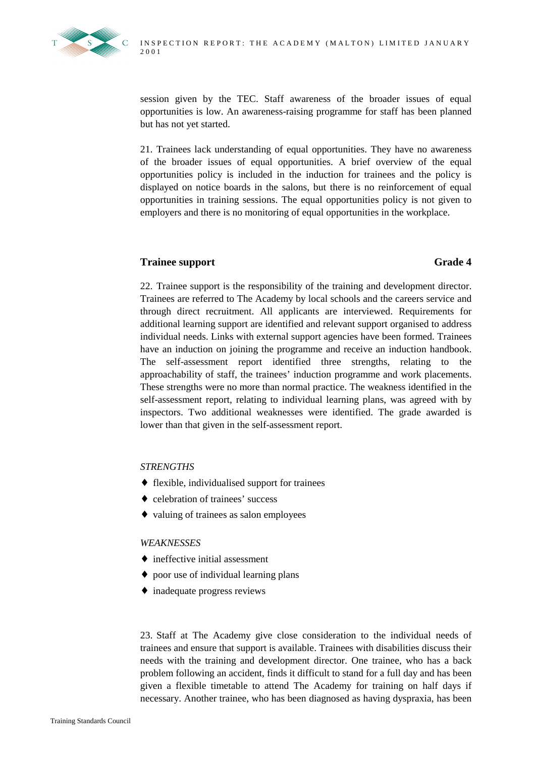session given by the TEC. Staff awareness of the broader issues of equal opportunities is low. An awareness-raising programme for staff has been planned but has not yet started.

21. Trainees lack understanding of equal opportunities. They have no awareness of the broader issues of equal opportunities. A brief overview of the equal opportunities policy is included in the induction for trainees and the policy is displayed on notice boards in the salons, but there is no reinforcement of equal opportunities in training sessions. The equal opportunities policy is not given to employers and there is no monitoring of equal opportunities in the workplace.

### Trainee support — Grade 4

22. Trainee support is the responsibility of the training and development director. Trainees are referred to The Academy by local schools and the careers service and through direct recruitment. All applicants are interviewed. Requirements for additional learning support are identified and relevant support organised to address individual needs. Links with external support agencies have been formed. Trainees have an induction on joining the programme and receive an induction handbook. The self-assessment report identified three strengths, relating to the approachability of staff, the trainees' induction programme and work placements. These strengths were no more than normal practice. The weakness identified in the self-assessment report, relating to individual learning plans, was agreed with by inspectors. Two additional weaknesses were identified. The grade awarded is lower than that given in the self-assessment report.

*STRENGTHS*

- flexible, individualised support for trainees
- celebration of trainees' success
- valuing of trainees as salon employees

*WEAKNESSES*

- ineffective initial assessment
- poor use of individual learning plans
- inadequate progress reviews

23. Staff at The Academy give close consideration to the individual needs of trainees and ensure that support is available. Trainees with disabilities discuss their needs with the training and development director. One trainee, who has a back problem following an accident, finds it difficult to stand for a full day and has been given a flexible timetable to attend The Academy for training on half days if necessary. Another trainee, who has been diagnosed as having dyspraxia, has been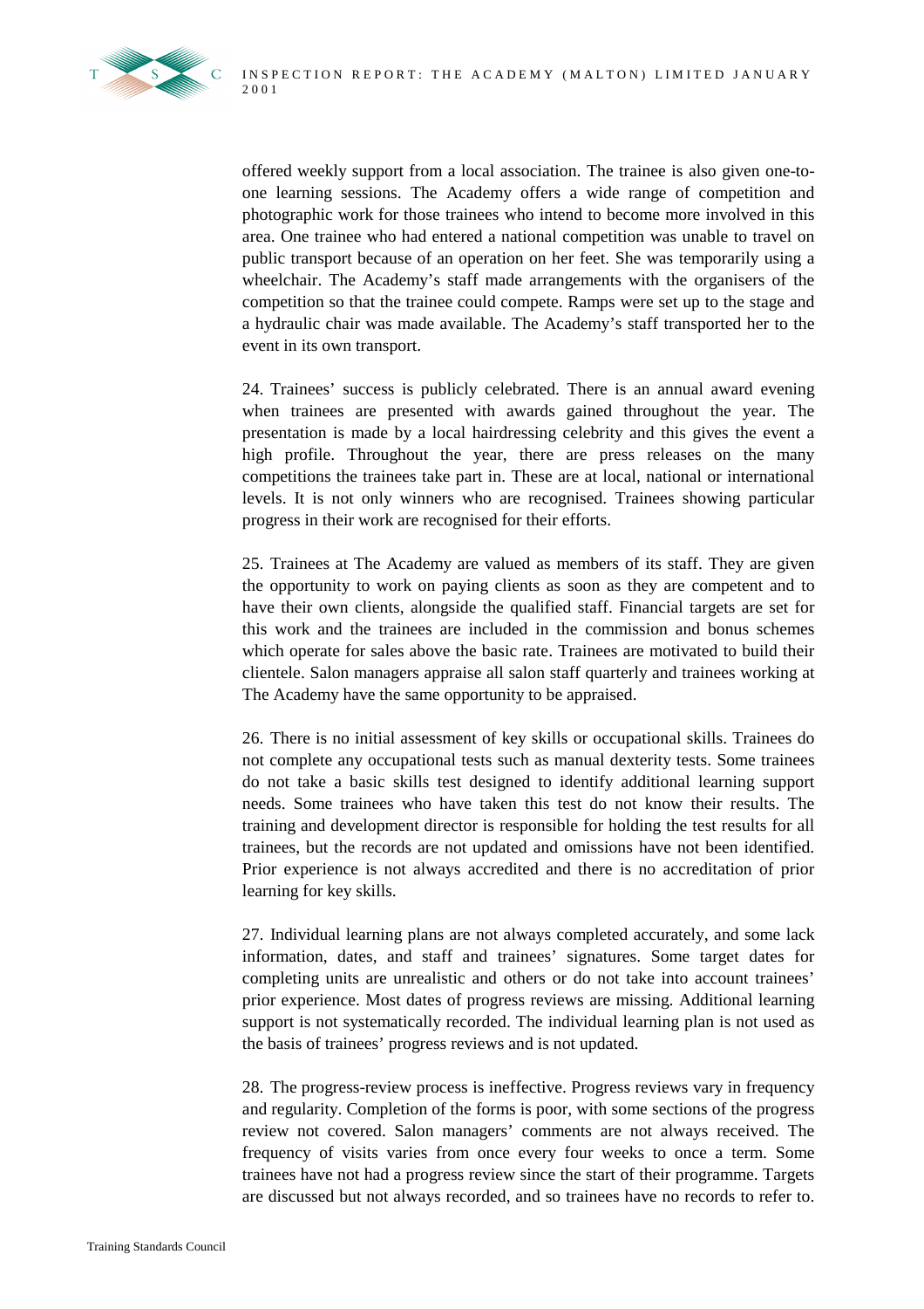offered weekly support from a local association. The trainee is also given one-to-one learning sessions. The Academy offers a wide range of competition and photographic work for those trainees who intend to become more involved in this area. One trainee who had entered a national competition was unable to travel on public transport because of an operation on her feet. She was temporarily using a wheelchair. The Academy's staff made arrangements with the organisers of the competition so that the trainee could compete. Ramps were set up to the stage and a hydraulic chair was made available. The Academy's staff transported her to the event in its own transport.

24. Trainees' success is publicly celebrated. There is an annual award evening when trainees are presented with awards gained throughout the year. The presentation is made by a local hairdressing celebrity and this gives the event a high profile. Throughout the year, there are press releases on the many competitions the trainees take part in. These are at local, national or international levels. It is not only winners who are recognised. Trainees showing particular progress in their work are recognised for their efforts.

25. Trainees at The Academy are valued as members of its staff. They are given the opportunity to work on paying clients as soon as they are competent and to have their own clients, alongside the qualified staff. Financial targets are set for this work and the trainees are included in the commission and bonus schemes which operate for sales above the basic rate. Trainees are motivated to build their clientele. Salon managers appraise all salon staff quarterly and trainees working at The Academy have the same opportunity to be appraised.

26. There is no initial assessment of key skills or occupational skills. Trainees do not complete any occupational tests such as manual dexterity tests. Some trainees do not take a basic skills test designed to identify additional learning support needs. Some trainees who have taken this test do not know their results. The training and development director is responsible for holding the test results for all trainees, but the records are not updated and omissions have not been identified. Prior experience is not always accredited and there is no accreditation of prior learning for key skills.

27. Individual learning plans are not always completed accurately, and some lack information, dates, and staff and trainees' signatures. Some target dates for completing units are unrealistic and others or do not take into account trainees' prior experience. Most dates of progress reviews are missing. Additional learning support is not systematically recorded. The individual learning plan is not used as the basis of trainees' progress reviews and is not updated.

28. The progress-review process is ineffective. Progress reviews vary in frequency and regularity. Completion of the forms is poor, with some sections of the progress review not covered. Salon managers' comments are not always received. The frequency of visits varies from once every four weeks to once a term. Some trainees have not had a progress review since the start of their programme. Targets are discussed but not always recorded, and so trainees have no records to refer to.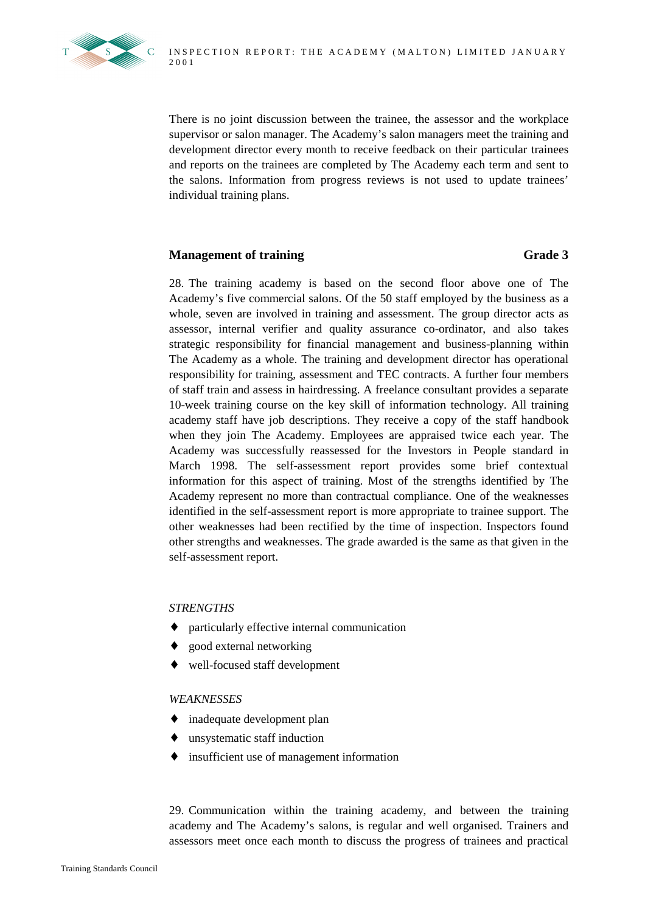There is no joint discussion between the trainee, the assessor and the workplace supervisor or salon manager. The Academy's salon managers meet the training and development director every month to receive feedback on their particular trainees and reports on the trainees are completed by The Academy each term and sent to the salons. Information from progress reviews is not used to update trainees' individual training plans.

### Management of training — Grade 3

28. The training academy is based on the second floor above one of The Academy's five commercial salons. Of the 50 staff employed by the business as a whole, seven are involved in training and assessment. The group director acts as assessor, internal verifier and quality assurance co-ordinator, and also takes strategic responsibility for financial management and business-planning within The Academy as a whole. The training and development director has operational responsibility for training, assessment and TEC contracts. A further four members of staff train and assess in hairdressing. A freelance consultant provides a separate 10-week training course on the key skill of information technology. All training academy staff have job descriptions. They receive a copy of the staff handbook when they join The Academy. Employees are appraised twice each year. The Academy was successfully reassessed for the Investors in People standard in March 1998. The self-assessment report provides some brief contextual information for this aspect of training. Most of the strengths identified by The Academy represent no more than contractual compliance. One of the weaknesses identified in the self-assessment report is more appropriate to trainee support. The other weaknesses had been rectified by the time of inspection. Inspectors found other strengths and weaknesses. The grade awarded is the same as that given in the self-assessment report.

*STRENGTHS*

- particularly effective internal communication
- good external networking
- well-focused staff development

*WEAKNESSES*

- inadequate development plan
- unsystematic staff induction
- insufficient use of management information

29. Communication within the training academy, and between the training academy and The Academy's salons, is regular and well organised. Trainers and assessors meet once each month to discuss the progress of trainees and practical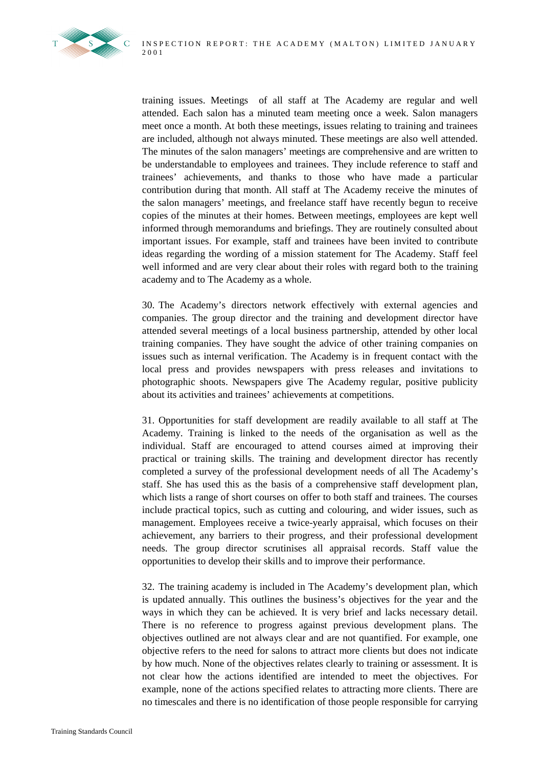training issues. Meetings of all staff at The Academy are regular and well attended. Each salon has a minuted team meeting once a week. Salon managers meet once a month. At both these meetings, issues relating to training and trainees are included, although not always minuted. These meetings are also well attended. The minutes of the salon managers' meetings are comprehensive and are written to be understandable to employees and trainees. They include reference to staff and trainees' achievements, and thanks to those who have made a particular contribution during that month. All staff at The Academy receive the minutes of the salon managers' meetings, and freelance staff have recently begun to receive copies of the minutes at their homes. Between meetings, employees are kept well informed through memorandums and briefings. They are routinely consulted about important issues. For example, staff and trainees have been invited to contribute ideas regarding the wording of a mission statement for The Academy. Staff feel well informed and are very clear about their roles with regard both to the training academy and to The Academy as a whole.

30. The Academy's directors network effectively with external agencies and companies. The group director and the training and development director have attended several meetings of a local business partnership, attended by other local training companies. They have sought the advice of other training companies on issues such as internal verification. The Academy is in frequent contact with the local press and provides newspapers with press releases and invitations to photographic shoots. Newspapers give The Academy regular, positive publicity about its activities and trainees' achievements at competitions.

31. Opportunities for staff development are readily available to all staff at The Academy. Training is linked to the needs of the organisation as well as the individual. Staff are encouraged to attend courses aimed at improving their practical or training skills. The training and development director has recently completed a survey of the professional development needs of all The Academy's staff. She has used this as the basis of a comprehensive staff development plan, which lists a range of short courses on offer to both staff and trainees. The courses include practical topics, such as cutting and colouring, and wider issues, such as management. Employees receive a twice-yearly appraisal, which focuses on their achievement, any barriers to their progress, and their professional development needs. The group director scrutinises all appraisal records. Staff value the opportunities to develop their skills and to improve their performance.

32. The training academy is included in The Academy's development plan, which is updated annually. This outlines the business's objectives for the year and the ways in which they can be achieved. It is very brief and lacks necessary detail. There is no reference to progress against previous development plans. The objectives outlined are not always clear and are not quantified. For example, one objective refers to the need for salons to attract more clients but does not indicate by how much. None of the objectives relates clearly to training or assessment. It is not clear how the actions identified are intended to meet the objectives. For example, none of the actions specified relates to attracting more clients. There are no timescales and there is no identification of those people responsible for carrying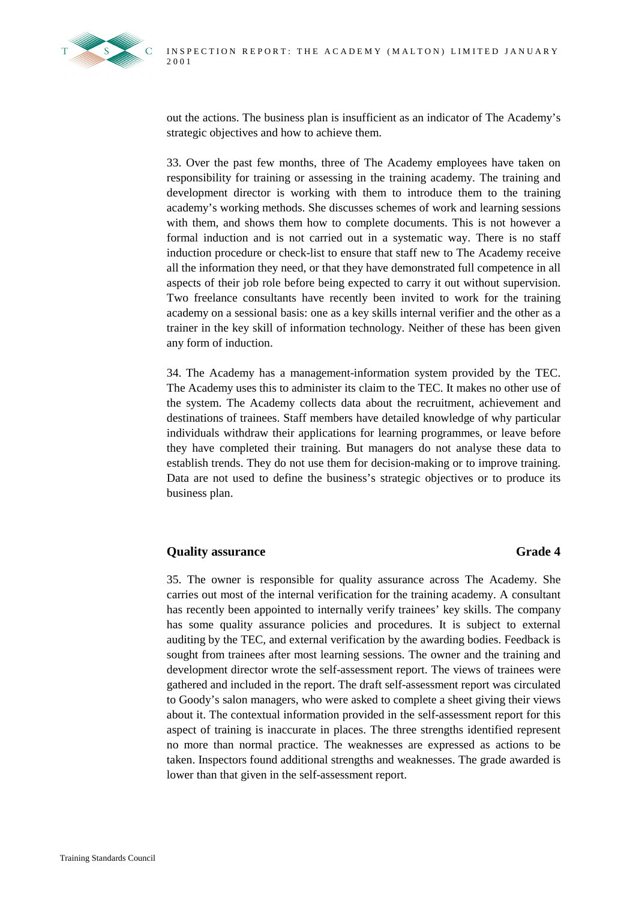out the actions. The business plan is insufficient as an indicator of The Academy's strategic objectives and how to achieve them.

33. Over the past few months, three of The Academy employees have taken on responsibility for training or assessing in the training academy. The training and development director is working with them to introduce them to the training academy's working methods. She discusses schemes of work and learning sessions with them, and shows them how to complete documents. This is not however a formal induction and is not carried out in a systematic way. There is no staff induction procedure or check-list to ensure that staff new to The Academy receive all the information they need, or that they have demonstrated full competence in all aspects of their job role before being expected to carry it out without supervision. Two freelance consultants have recently been invited to work for the training academy on a sessional basis: one as a key skills internal verifier and the other as a trainer in the key skill of information technology. Neither of these has been given any form of induction.

34. The Academy has a management-information system provided by the TEC. The Academy uses this to administer its claim to the TEC. It makes no other use of the system. The Academy collects data about the recruitment, achievement and destinations of trainees. Staff members have detailed knowledge of why particular individuals withdraw their applications for learning programmes, or leave before they have completed their training. But managers do not analyse these data to establish trends. They do not use them for decision-making or to improve training. Data are not used to define the business's strategic objectives or to produce its business plan.

**Quality assurance** **Grade 4**

35. The owner is responsible for quality assurance across The Academy. She carries out most of the internal verification for the training academy. A consultant has recently been appointed to internally verify trainees' key skills. The company has some quality assurance policies and procedures. It is subject to external auditing by the TEC, and external verification by the awarding bodies. Feedback is sought from trainees after most learning sessions. The owner and the training and development director wrote the self-assessment report. The views of trainees were gathered and included in the report. The draft self-assessment report was circulated to Goody's salon managers, who were asked to complete a sheet giving their views about it. The contextual information provided in the self-assessment report for this aspect of training is inaccurate in places. The three strengths identified represent no more than normal practice. The weaknesses are expressed as actions to be taken. Inspectors found additional strengths and weaknesses. The grade awarded is lower than that given in the self-assessment report.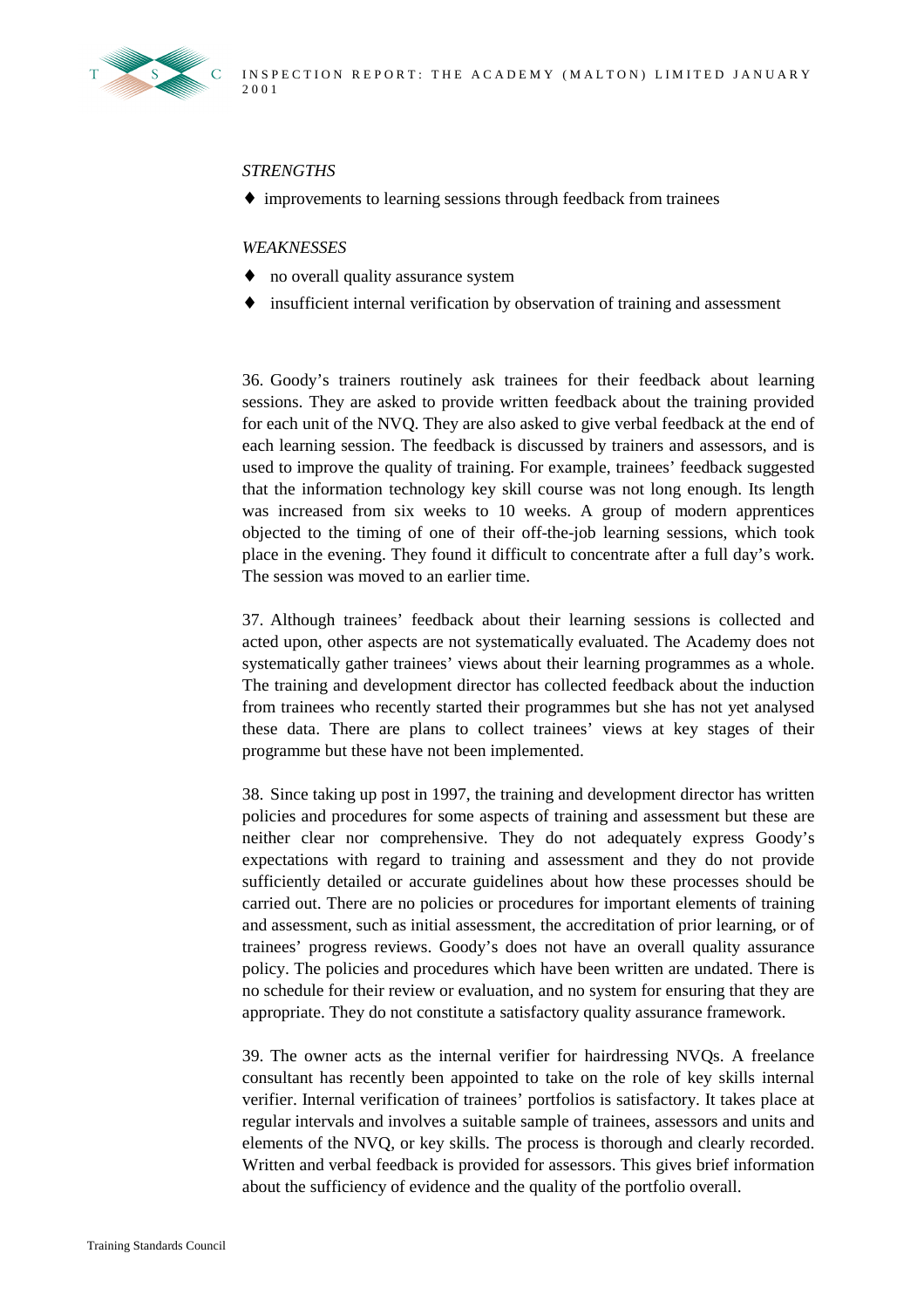*STRENGTHS*

- improvements to learning sessions through feedback from trainees

*WEAKNESSES*

- no overall quality assurance system
- insufficient internal verification by observation of training and assessment

36. Goody's trainers routinely ask trainees for their feedback about learning sessions. They are asked to provide written feedback about the training provided for each unit of the NVQ. They are also asked to give verbal feedback at the end of each learning session. The feedback is discussed by trainers and assessors, and is used to improve the quality of training. For example, trainees' feedback suggested that the information technology key skill course was not long enough. Its length was increased from six weeks to 10 weeks. A group of modern apprentices objected to the timing of one of their off-the-job learning sessions, which took place in the evening. They found it difficult to concentrate after a full day's work. The session was moved to an earlier time.

37. Although trainees' feedback about their learning sessions is collected and acted upon, other aspects are not systematically evaluated. The Academy does not systematically gather trainees' views about their learning programmes as a whole. The training and development director has collected feedback about the induction from trainees who recently started their programmes but she has not yet analysed these data. There are plans to collect trainees' views at key stages of their programme but these have not been implemented.

38. Since taking up post in 1997, the training and development director has written policies and procedures for some aspects of training and assessment but these are neither clear nor comprehensive. They do not adequately express Goody's expectations with regard to training and assessment and they do not provide sufficiently detailed or accurate guidelines about how these processes should be carried out. There are no policies or procedures for important elements of training and assessment, such as initial assessment, the accreditation of prior learning, or of trainees' progress reviews. Goody's does not have an overall quality assurance policy. The policies and procedures which have been written are undated. There is no schedule for their review or evaluation, and no system for ensuring that they are appropriate. They do not constitute a satisfactory quality assurance framework.

39. The owner acts as the internal verifier for hairdressing NVQs. A freelance consultant has recently been appointed to take on the role of key skills internal verifier. Internal verification of trainees' portfolios is satisfactory. It takes place at regular intervals and involves a suitable sample of trainees, assessors and units and elements of the NVQ, or key skills. The process is thorough and clearly recorded. Written and verbal feedback is provided for assessors. This gives brief information about the sufficiency of evidence and the quality of the portfolio overall.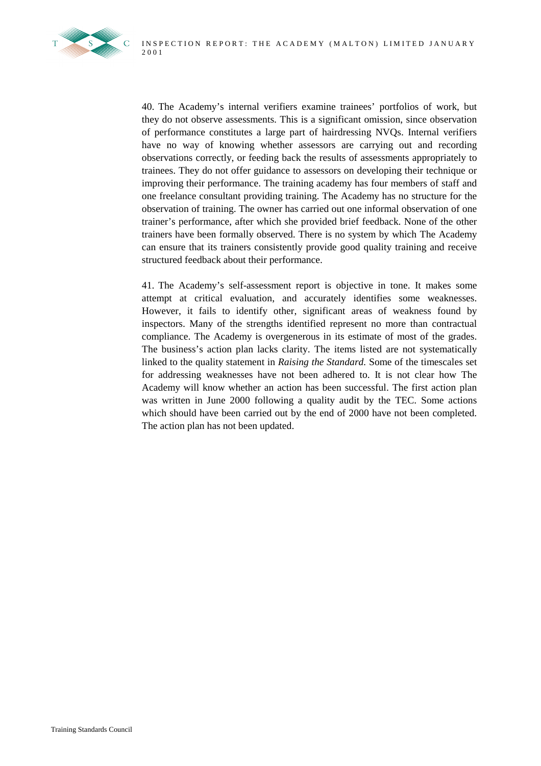40. The Academy's internal verifiers examine trainees' portfolios of work, but they do not observe assessments. This is a significant omission, since observation of performance constitutes a large part of hairdressing NVQs. Internal verifiers have no way of knowing whether assessors are carrying out and recording observations correctly, or feeding back the results of assessments appropriately to trainees. They do not offer guidance to assessors on developing their technique or improving their performance. The training academy has four members of staff and one freelance consultant providing training. The Academy has no structure for the observation of training. The owner has carried out one informal observation of one trainer's performance, after which she provided brief feedback. None of the other trainers have been formally observed. There is no system by which The Academy can ensure that its trainers consistently provide good quality training and receive structured feedback about their performance.

41. The Academy's self-assessment report is objective in tone. It makes some attempt at critical evaluation, and accurately identifies some weaknesses. However, it fails to identify other, significant areas of weakness found by inspectors. Many of the strengths identified represent no more than contractual compliance. The Academy is overgenerous in its estimate of most of the grades. The business's action plan lacks clarity. The items listed are not systematically linked to the quality statement in *Raising the Standard*. Some of the timescales set for addressing weaknesses have not been adhered to. It is not clear how The Academy will know whether an action has been successful. The first action plan was written in June 2000 following a quality audit by the TEC. Some actions which should have been carried out by the end of 2000 have not been completed. The action plan has not been updated.